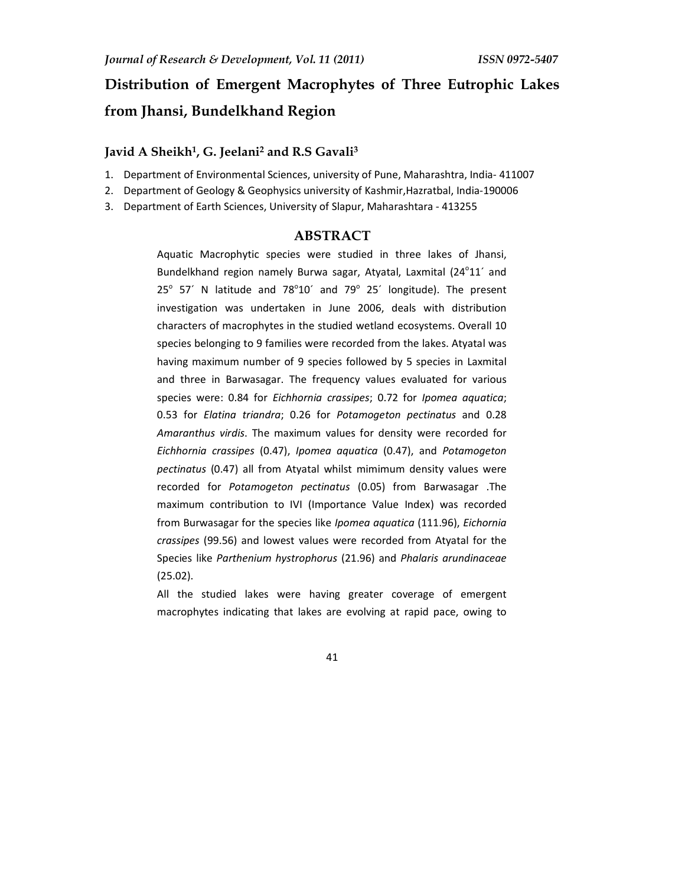# Distribution of Emergent Macrophytes of Three Eutrophic Lakes from Jhansi, Bundelkhand Region

**Javid A Sheikh[1], G. Jeelani[2] and R.S Gavali[3]**

1. Department of Environmental Sciences, university of Pune, Maharashtra, India- 411007
2. Department of Geology & Geophysics university of Kashmir,Hazratbal, India-190006
3. Department of Earth Sciences, University of Slapur, Maharashtara - 413255

## ABSTRACT

Aquatic Macrophytic species were studied in three lakes of Jhansi, Bundelkhand region namely Burwa sagar, Atyatal, Laxmital (24°11´ and 25° 57´ N latitude and 78°10´ and 79° 25´ longitude). The present investigation was undertaken in June 2006, deals with distribution characters of macrophytes in the studied wetland ecosystems. Overall 10 species belonging to 9 families were recorded from the lakes. Atyatal was having maximum number of 9 species followed by 5 species in Laxmital and three in Barwasagar. The frequency values evaluated for various species were: 0.84 for *Eichhornia crassipes*; 0.72 for *Ipomea aquatica*; 0.53 for *Elatina triandra*; 0.26 for *Potamogeton pectinatus* and 0.28 *Amaranthus virdis*. The maximum values for density were recorded for *Eichhornia crassipes* (0.47), *Ipomea aquatica* (0.47), and *Potamogeton pectinatus* (0.47) all from Atyatal whilst mimimum density values were recorded for *Potamogeton pectinatus* (0.05) from Barwasagar .The maximum contribution to IVI (Importance Value Index) was recorded from Burwasagar for the species like *Ipomea aquatica* (111.96), *Eichornia crassipes* (99.56) and lowest values were recorded from Atyatal for the Species like *Parthenium hystrophorus* (21.96) and *Phalaris arundinaceae* (25.02).

All the studied lakes were having greater coverage of emergent macrophytes indicating that lakes are evolving at rapid pace, owing to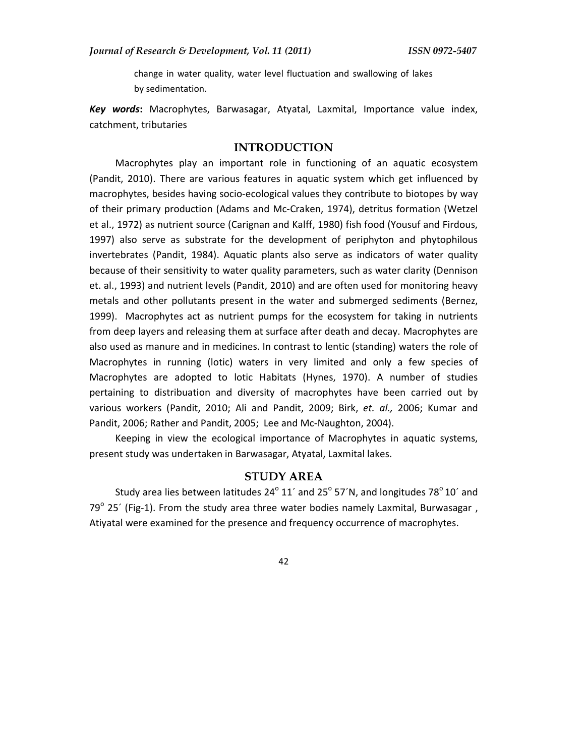change in water quality, water level fluctuation and swallowing of lakes by sedimentation.

***Key words*:** Macrophytes, Barwasagar, Atyatal, Laxmital, Importance value index, catchment, tributaries

## INTRODUCTION

Macrophytes play an important role in functioning of an aquatic ecosystem (Pandit, 2010). There are various features in aquatic system which get influenced by macrophytes, besides having socio-ecological values they contribute to biotopes by way of their primary production (Adams and Mc-Craken, 1974), detritus formation (Wetzel et al., 1972) as nutrient source (Carignan and Kalff, 1980) fish food (Yousuf and Firdous, 1997) also serve as substrate for the development of periphyton and phytophilous invertebrates (Pandit, 1984). Aquatic plants also serve as indicators of water quality because of their sensitivity to water quality parameters, such as water clarity (Dennison et. al., 1993) and nutrient levels (Pandit, 2010) and are often used for monitoring heavy metals and other pollutants present in the water and submerged sediments (Bernez, 1999). Macrophytes act as nutrient pumps for the ecosystem for taking in nutrients from deep layers and releasing them at surface after death and decay. Macrophytes are also used as manure and in medicines. In contrast to lentic (standing) waters the role of Macrophytes in running (lotic) waters in very limited and only a few species of Macrophytes are adopted to lotic Habitats (Hynes, 1970). A number of studies pertaining to distribuation and diversity of macrophytes have been carried out by various workers (Pandit, 2010; Ali and Pandit, 2009; Birk, *et. al.,* 2006; Kumar and Pandit, 2006; Rather and Pandit, 2005; Lee and Mc-Naughton, 2004).

Keeping in view the ecological importance of Macrophytes in aquatic systems, present study was undertaken in Barwasagar, Atyatal, Laxmital lakes.

## STUDY AREA

Study area lies between latitudes 24$^{o}$ 11´ and 25$^{o}$ 57´N, and longitudes 78$^{o}$ 10´ and 79$^{o}$ 25´ (Fig-1). From the study area three water bodies namely Laxmital, Burwasagar , Atiyatal were examined for the presence and frequency occurrence of macrophytes.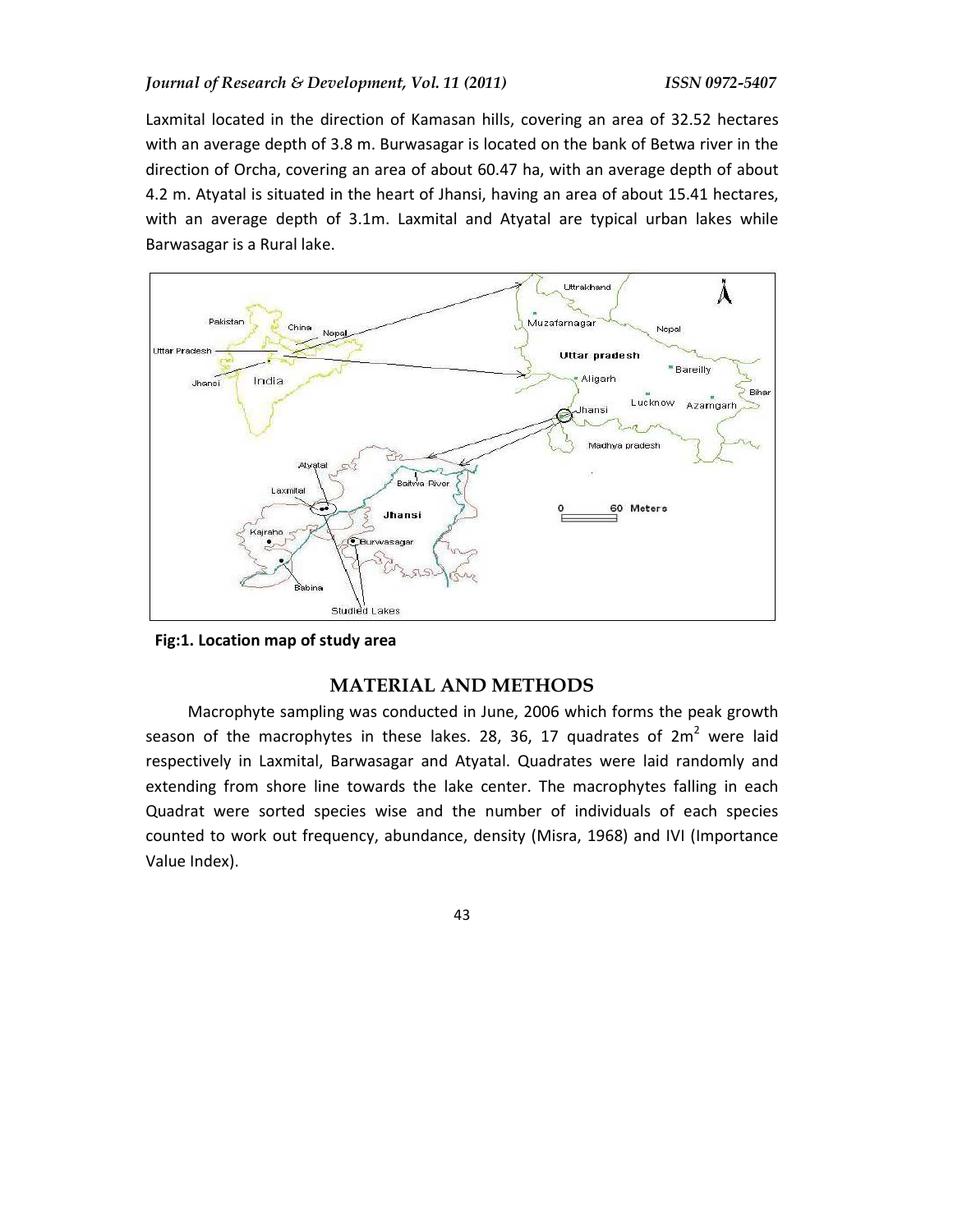Laxmital located in the direction of Kamasan hills, covering an area of 32.52 hectares with an average depth of 3.8 m. Burwasagar is located on the bank of Betwa river in the direction of Orcha, covering an area of about 60.47 ha, with an average depth of about 4.2 m. Atyatal is situated in the heart of Jhansi, having an area of about 15.41 hectares, with an average depth of 3.1m. Laxmital and Atyatal are typical urban lakes while Barwasagar is a Rural lake.

**Fig:1. Location map of study area**

## MATERIAL AND METHODS

Macrophyte sampling was conducted in June, 2006 which forms the peak growth season of the macrophytes in these lakes. 28, 36, 17 quadrates of $2m^2$ were laid respectively in Laxmital, Barwasagar and Atyatal. Quadrates were laid randomly and extending from shore line towards the lake center. The macrophytes falling in each Quadrat were sorted species wise and the number of individuals of each species counted to work out frequency, abundance, density (Misra, 1968) and IVI (Importance Value Index).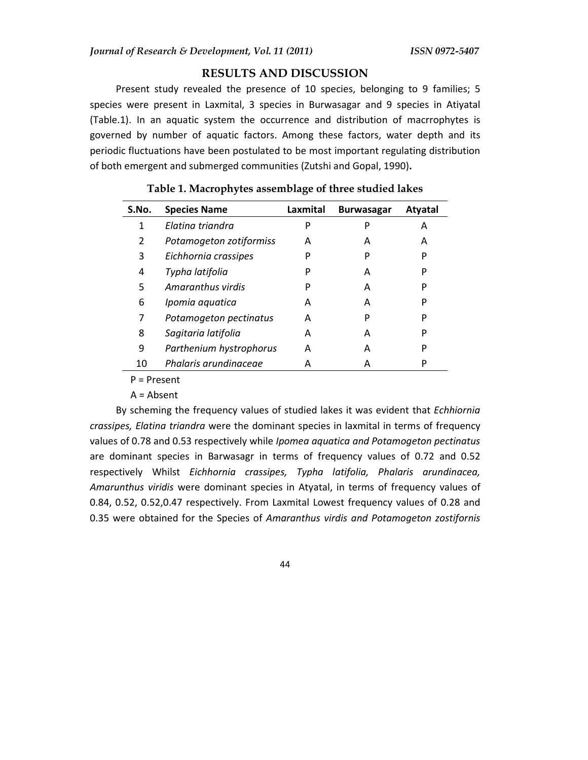## RESULTS AND DISCUSSION

Present study revealed the presence of 10 species, belonging to 9 families; 5 species were present in Laxmital, 3 species in Burwasagar and 9 species in Atiyatal (Table.1). In an aquatic system the occurrence and distribution of macrrophytes is governed by number of aquatic factors. Among these factors, water depth and its periodic fluctuations have been postulated to be most important regulating distribution of both emergent and submerged communities (Zutshi and Gopal, 1990)**.**

**Table 1. Macrophytes assemblage of three studied lakes**

| S.No. | Species Name | Laxmital | Burwasagar | Atyatal |
|---|---|---|---|---|
| 1 | *Elatina triandra* | P | P | A |
| 2 | *Potamogeton zotiformiss* | A | A | A |
| 3 | *Eichhornia crassipes* | P | P | P |
| 4 | *Typha latifolia* | P | A | P |
| 5 | *Amaranthus virdis* | P | A | P |
| 6 | *Ipomia aquatica* | A | A | P |
| 7 | *Potamogeton pectinatus* | A | P | P |
| 8 | *Sagitaria latifolia* | A | A | P |
| 9 | *Parthenium hystrophorus* | A | A | P |
| 10 | *Phalaris arundinaceae* | A | A | P |

P = Present

A = Absent

By scheming the frequency values of studied lakes it was evident that *Echhiornia crassipes, Elatina triandra* were the dominant species in laxmital in terms of frequency values of 0.78 and 0.53 respectively while *Ipomea aquatica and Potamogeton pectinatus* are dominant species in Barwasagr in terms of frequency values of 0.72 and 0.52 respectively Whilst *Eichhornia crassipes, Typha latifolia, Phalaris arundinacea, Amarunthus viridis* were dominant species in Atyatal, in terms of frequency values of 0.84, 0.52, 0.52,0.47 respectively. From Laxmital Lowest frequency values of 0.28 and 0.35 were obtained for the Species of *Amaranthus virdis and Potamogeton zostifornis*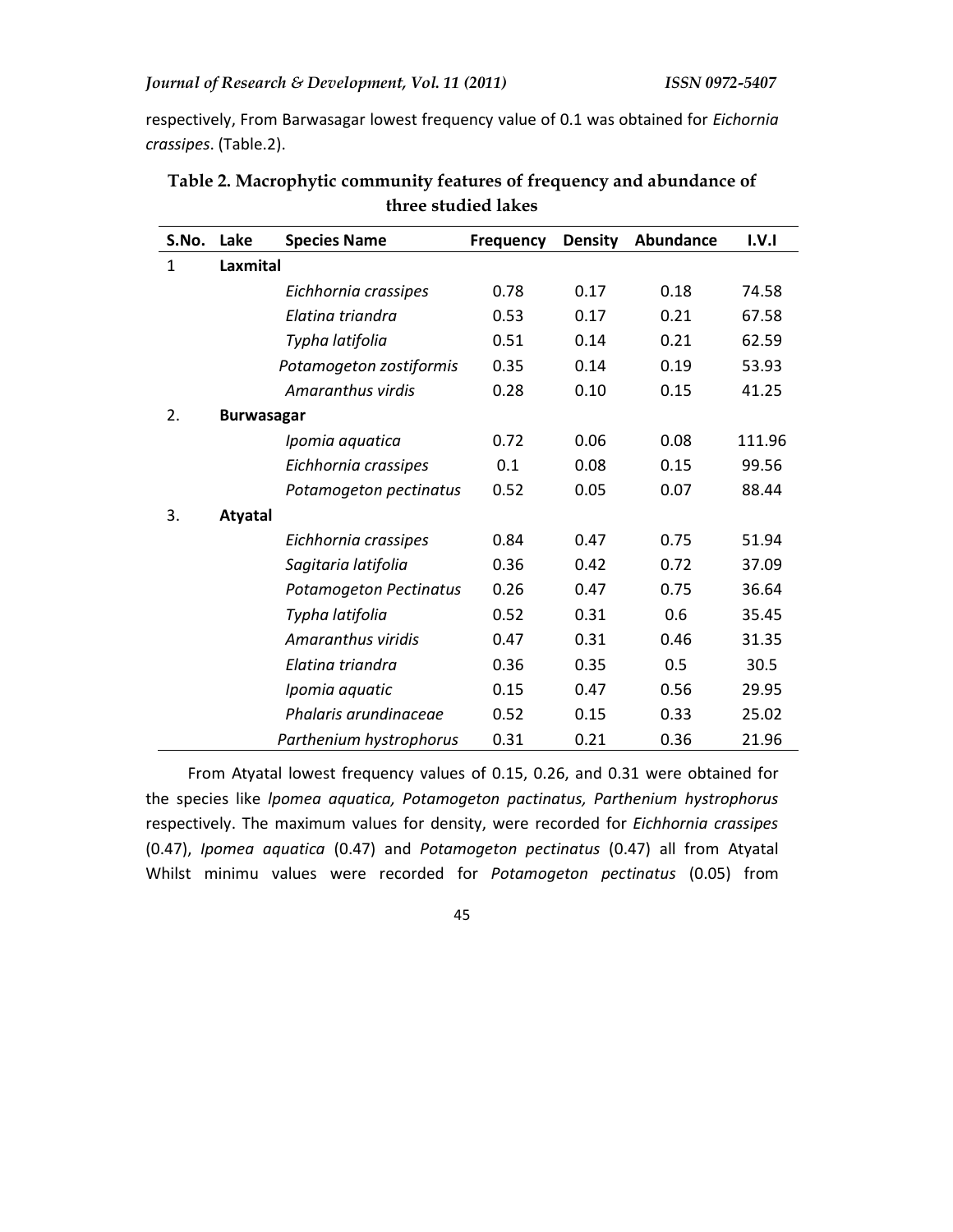respectively, From Barwasagar lowest frequency value of 0.1 was obtained for *Eichornia crassipes*. (Table.2).

**Table 2. Macrophytic community features of frequency and abundance of three studied lakes**

| S.No. | Lake | Species Name | Frequency | Density | Abundance | I.V.I |
|---|---|---|---|---|---|---|
| 1 | **Laxmital** | | | | | |
| | | *Eichhornia crassipes* | 0.78 | 0.17 | 0.18 | 74.58 |
| | | *Elatina triandra* | 0.53 | 0.17 | 0.21 | 67.58 |
| | | *Typha latifolia* | 0.51 | 0.14 | 0.21 | 62.59 |
| | | *Potamogeton zostiformis* | 0.35 | 0.14 | 0.19 | 53.93 |
| | | *Amaranthus virdis* | 0.28 | 0.10 | 0.15 | 41.25 |
| 2. | **Burwasagar** | | | | | |
| | | *Ipomia aquatica* | 0.72 | 0.06 | 0.08 | 111.96 |
| | | *Eichhornia crassipes* | 0.1 | 0.08 | 0.15 | 99.56 |
| | | *Potamogeton pectinatus* | 0.52 | 0.05 | 0.07 | 88.44 |
| 3. | **Atyatal** | | | | | |
| | | *Eichhornia crassipes* | 0.84 | 0.47 | 0.75 | 51.94 |
| | | *Sagitaria latifolia* | 0.36 | 0.42 | 0.72 | 37.09 |
| | | *Potamogeton Pectinatus* | 0.26 | 0.47 | 0.75 | 36.64 |
| | | *Typha latifolia* | 0.52 | 0.31 | 0.6 | 35.45 |
| | | *Amaranthus viridis* | 0.47 | 0.31 | 0.46 | 31.35 |
| | | *Elatina triandra* | 0.36 | 0.35 | 0.5 | 30.5 |
| | | *Ipomia aquatic* | 0.15 | 0.47 | 0.56 | 29.95 |
| | | *Phalaris arundinaceae* | 0.52 | 0.15 | 0.33 | 25.02 |
| | | *Parthenium hystrophorus* | 0.31 | 0.21 | 0.36 | 21.96 |

From Atyatal lowest frequency values of 0.15, 0.26, and 0.31 were obtained for the species like *Ipomea aquatica, Potamogeton pactinatus, Parthenium hystrophorus* respectively. The maximum values for density, were recorded for *Eichhornia crassipes* (0.47), *Ipomea aquatica* (0.47) and *Potamogeton pectinatus* (0.47) all from Atyatal Whilst minimu values were recorded for *Potamogeton pectinatus* (0.05) from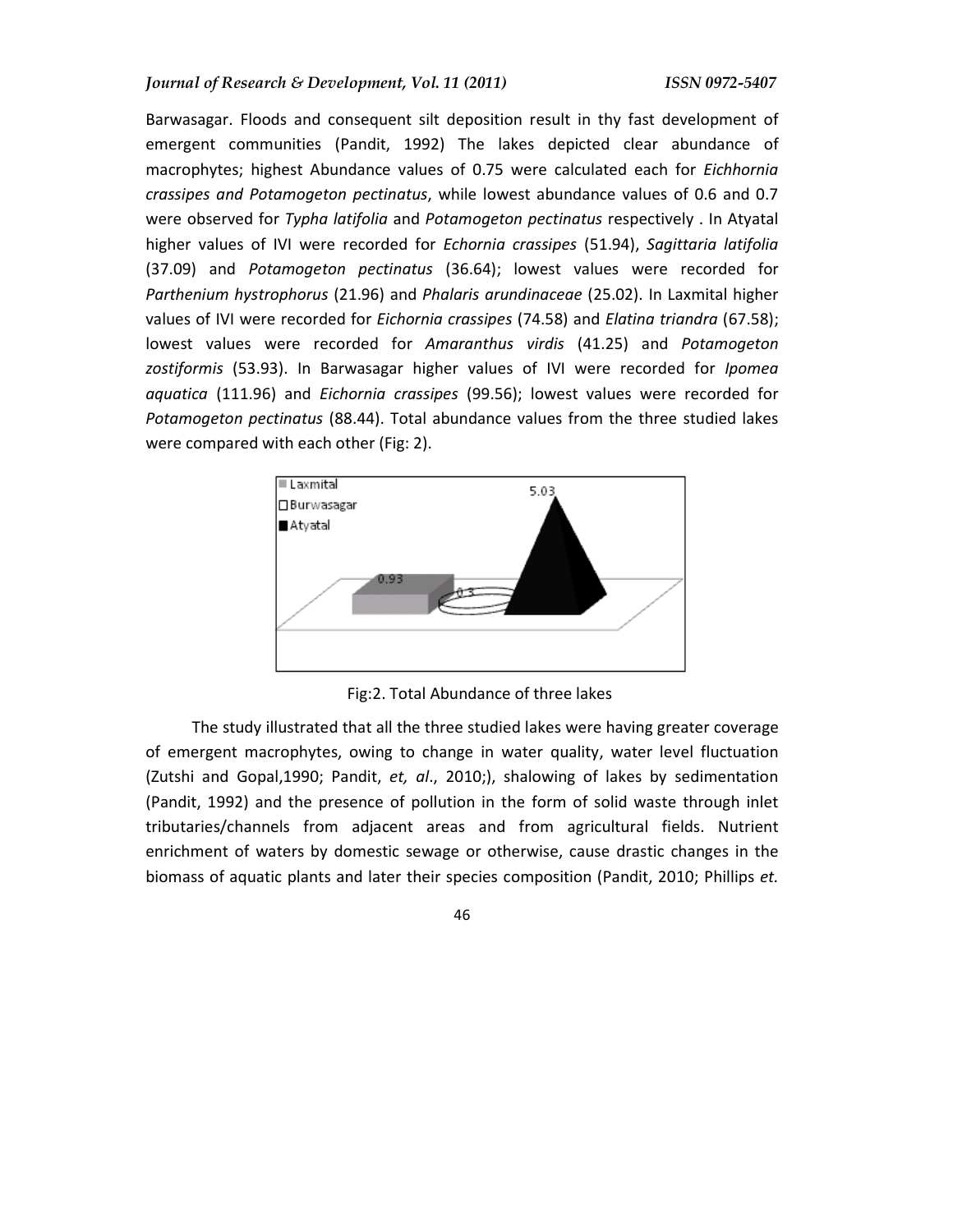Barwasagar. Floods and consequent silt deposition result in thy fast development of emergent communities (Pandit, 1992) The lakes depicted clear abundance of macrophytes; highest Abundance values of 0.75 were calculated each for *Eichhornia crassipes and Potamogeton pectinatus*, while lowest abundance values of 0.6 and 0.7 were observed for *Typha latifolia* and *Potamogeton pectinatus* respectively . In Atyatal higher values of IVI were recorded for *Echornia crassipes* (51.94), *Sagittaria latifolia* (37.09) and *Potamogeton pectinatus* (36.64); lowest values were recorded for *Parthenium hystrophorus* (21.96) and *Phalaris arundinaceae* (25.02). In Laxmital higher values of IVI were recorded for *Eichornia crassipes* (74.58) and *Elatina triandra* (67.58); lowest values were recorded for *Amaranthus virdis* (41.25) and *Potamogeton zostiformis* (53.93). In Barwasagar higher values of IVI were recorded for *Ipomea aquatica* (111.96) and *Eichornia crassipes* (99.56); lowest values were recorded for *Potamogeton pectinatus* (88.44). Total abundance values from the three studied lakes were compared with each other (Fig: 2).

Fig:2. Total Abundance of three lakes

The study illustrated that all the three studied lakes were having greater coverage of emergent macrophytes, owing to change in water quality, water level fluctuation (Zutshi and Gopal,1990; Pandit, *et, al*., 2010;), shalowing of lakes by sedimentation (Pandit, 1992) and the presence of pollution in the form of solid waste through inlet tributaries/channels from adjacent areas and from agricultural fields. Nutrient enrichment of waters by domestic sewage or otherwise, cause drastic changes in the biomass of aquatic plants and later their species composition (Pandit, 2010; Phillips *et.*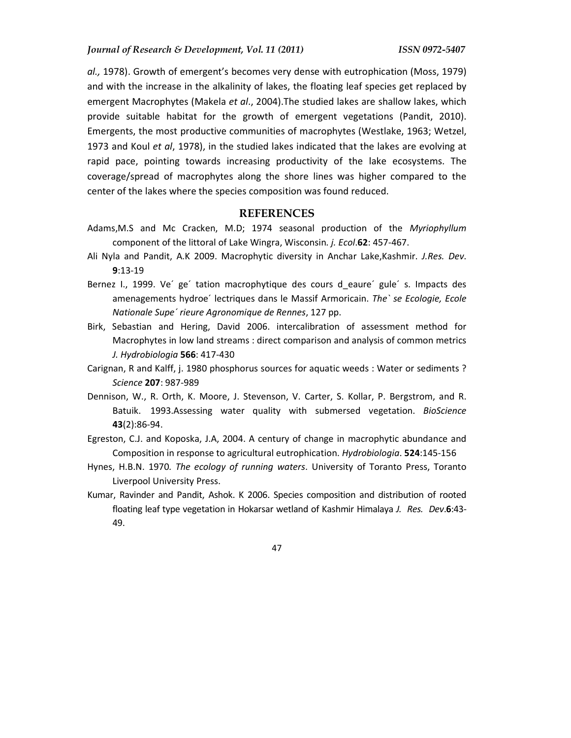*al.,* 1978). Growth of emergent's becomes very dense with eutrophication (Moss, 1979) and with the increase in the alkalinity of lakes, the floating leaf species get replaced by emergent Macrophytes (Makela *et al*., 2004).The studied lakes are shallow lakes, which provide suitable habitat for the growth of emergent vegetations (Pandit, 2010). Emergents, the most productive communities of macrophytes (Westlake, 1963; Wetzel, 1973 and Koul *et al*, 1978), in the studied lakes indicated that the lakes are evolving at rapid pace, pointing towards increasing productivity of the lake ecosystems. The coverage/spread of macrophytes along the shore lines was higher compared to the center of the lakes where the species composition was found reduced.

## REFERENCES

Adams,M.S and Mc Cracken, M.D; 1974 seasonal production of the *Myriophyllum* component of the littoral of Lake Wingra, Wisconsin. *j. Ecol*.**62**: 457-467.

Ali Nyla and Pandit, A.K 2009. Macrophytic diversity in Anchar Lake,Kashmir. *J.Res. Dev*. **9**:13-19

Bernez I., 1999. Ve´ ge´ tation macrophytique des cours d_eaure´ gule´ s. Impacts des amenagements hydroe´ lectriques dans le Massif Armoricain. *The` se Ecologie, Ecole Nationale Supe´ rieure Agronomique de Rennes*, 127 pp.

Birk, Sebastian and Hering, David 2006. intercalibration of assessment method for Macrophytes in low land streams : direct comparison and analysis of common metrics *J. Hydrobiologia* **566**: 417-430

Carignan, R and Kalff, j. 1980 phosphorus sources for aquatic weeds : Water or sediments ? *Science* **207**: 987-989

Dennison, W., R. Orth, K. Moore, J. Stevenson, V. Carter, S. Kollar, P. Bergstrom, and R. Batuik. 1993.Assessing water quality with submersed vegetation. *BioScience* **43**(2):86-94.

Egreston, C.J. and Koposka, J.A, 2004. A century of change in macrophytic abundance and Composition in response to agricultural eutrophication. *Hydrobiologia*. **524**:145-156

Hynes, H.B.N. 1970. *The ecology of running waters*. University of Toranto Press, Toranto Liverpool University Press.

Kumar, Ravinder and Pandit, Ashok. K 2006. Species composition and distribution of rooted floating leaf type vegetation in Hokarsar wetland of Kashmir Himalaya *J. Res. Dev*.**6**:43-49.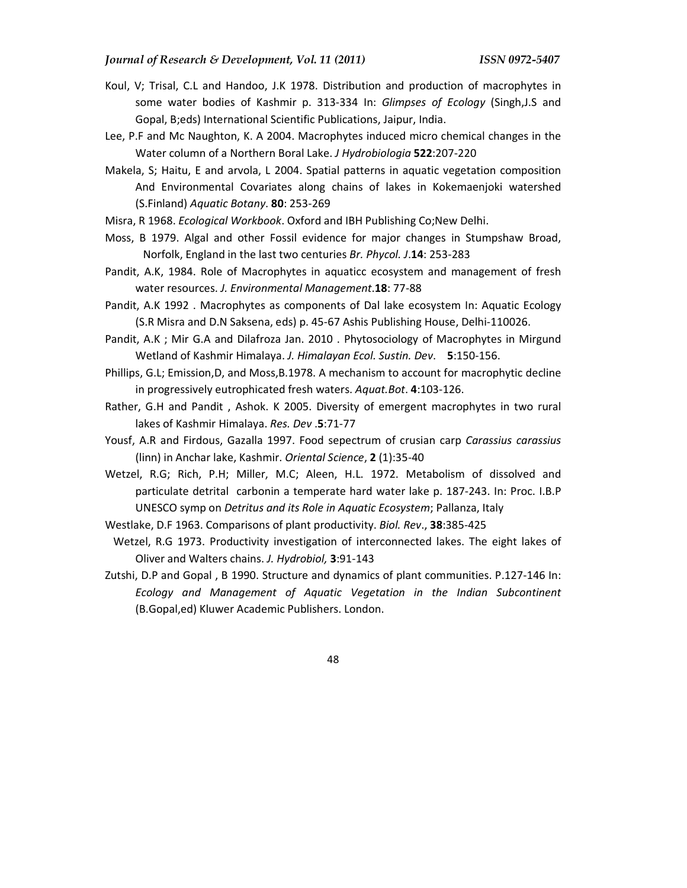Koul, V; Trisal, C.L and Handoo, J.K 1978. Distribution and production of macrophytes in some water bodies of Kashmir p. 313-334 In: *Glimpses of Ecology* (Singh,J.S and Gopal, B;eds) International Scientific Publications, Jaipur, India.

Lee, P.F and Mc Naughton, K. A 2004. Macrophytes induced micro chemical changes in the Water column of a Northern Boral Lake. *J Hydrobiologia* **522**:207-220

Makela, S; Haitu, E and arvola, L 2004. Spatial patterns in aquatic vegetation composition And Environmental Covariates along chains of lakes in Kokemaenjoki watershed (S.Finland) *Aquatic Botany*. **80**: 253-269

Misra, R 1968. *Ecological Workbook*. Oxford and IBH Publishing Co;New Delhi.

Moss, B 1979. Algal and other Fossil evidence for major changes in Stumpshaw Broad, Norfolk, England in the last two centuries *Br. Phycol. J*.**14**: 253-283

Pandit, A.K, 1984. Role of Macrophytes in aquaticc ecosystem and management of fresh water resources. *J. Environmental Management*.**18**: 77-88

Pandit, A.K 1992 . Macrophytes as components of Dal lake ecosystem In: Aquatic Ecology (S.R Misra and D.N Saksena, eds) p. 45-67 Ashis Publishing House, Delhi-110026.

Pandit, A.K ; Mir G.A and Dilafroza Jan. 2010 . Phytosociology of Macrophytes in Mirgund Wetland of Kashmir Himalaya. *J. Himalayan Ecol. Sustin. Dev*. **5**:150-156.

Phillips, G.L; Emission,D, and Moss,B.1978. A mechanism to account for macrophytic decline in progressively eutrophicated fresh waters. *Aquat.Bot*. **4**:103-126.

Rather, G.H and Pandit , Ashok. K 2005. Diversity of emergent macrophytes in two rural lakes of Kashmir Himalaya. *Res. Dev* .**5**:71-77

Yousf, A.R and Firdous, Gazalla 1997. Food sepectrum of crusian carp *Carassius carassius* (linn) in Anchar lake, Kashmir. *Oriental Science*, **2** (1):35-40

Wetzel, R.G; Rich, P.H; Miller, M.C; Aleen, H.L. 1972. Metabolism of dissolved and particulate detrital carbonin a temperate hard water lake p. 187-243. In: Proc. I.B.P UNESCO symp on *Detritus and its Role in Aquatic Ecosystem*; Pallanza, Italy

Westlake, D.F 1963. Comparisons of plant productivity. *Biol. Rev*., **38**:385-425

Wetzel, R.G 1973. Productivity investigation of interconnected lakes. The eight lakes of Oliver and Walters chains. *J. Hydrobiol,* **3**:91-143

Zutshi, D.P and Gopal , B 1990. Structure and dynamics of plant communities. P.127-146 In: *Ecology and Management of Aquatic Vegetation in the Indian Subcontinent* (B.Gopal,ed) Kluwer Academic Publishers. London.